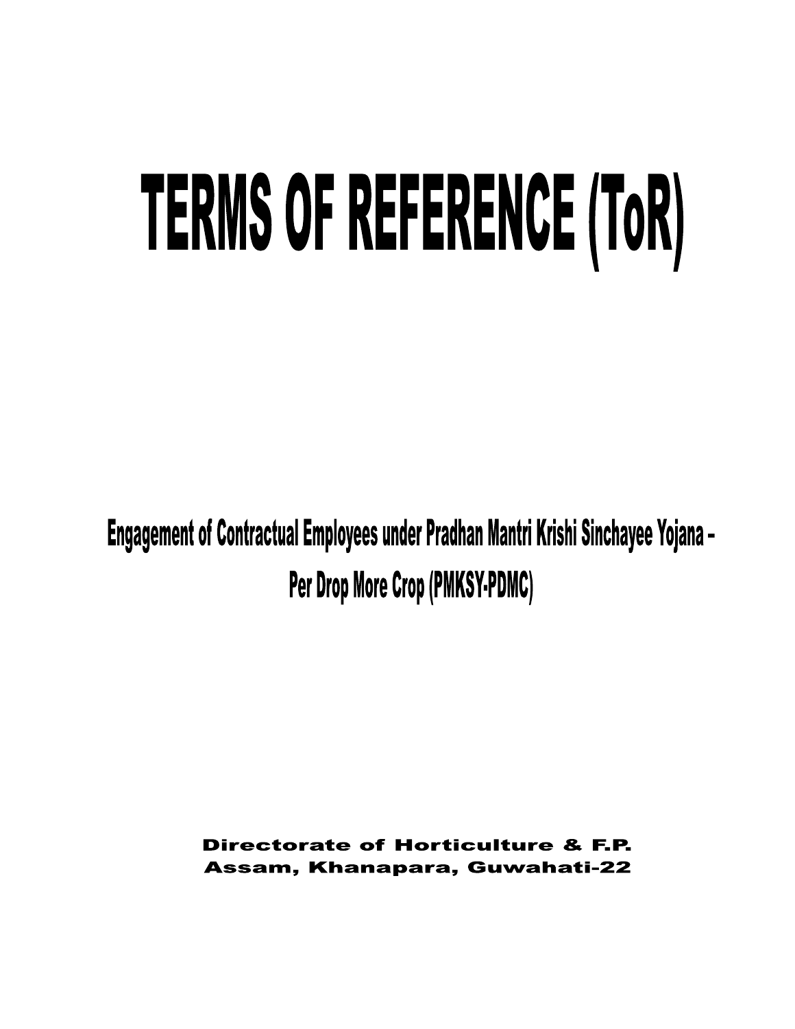# TERMS OF REFERENCE (ToR)

**Engagement of Contractual Employees under Pradhan Mantri Krishi Sinchayee Yojana – Per Drop More Crop (PMKSY-PDMC)**

**Directorate of Horticulture & F.P.**
**Assam, Khanapara, Guwahati-22**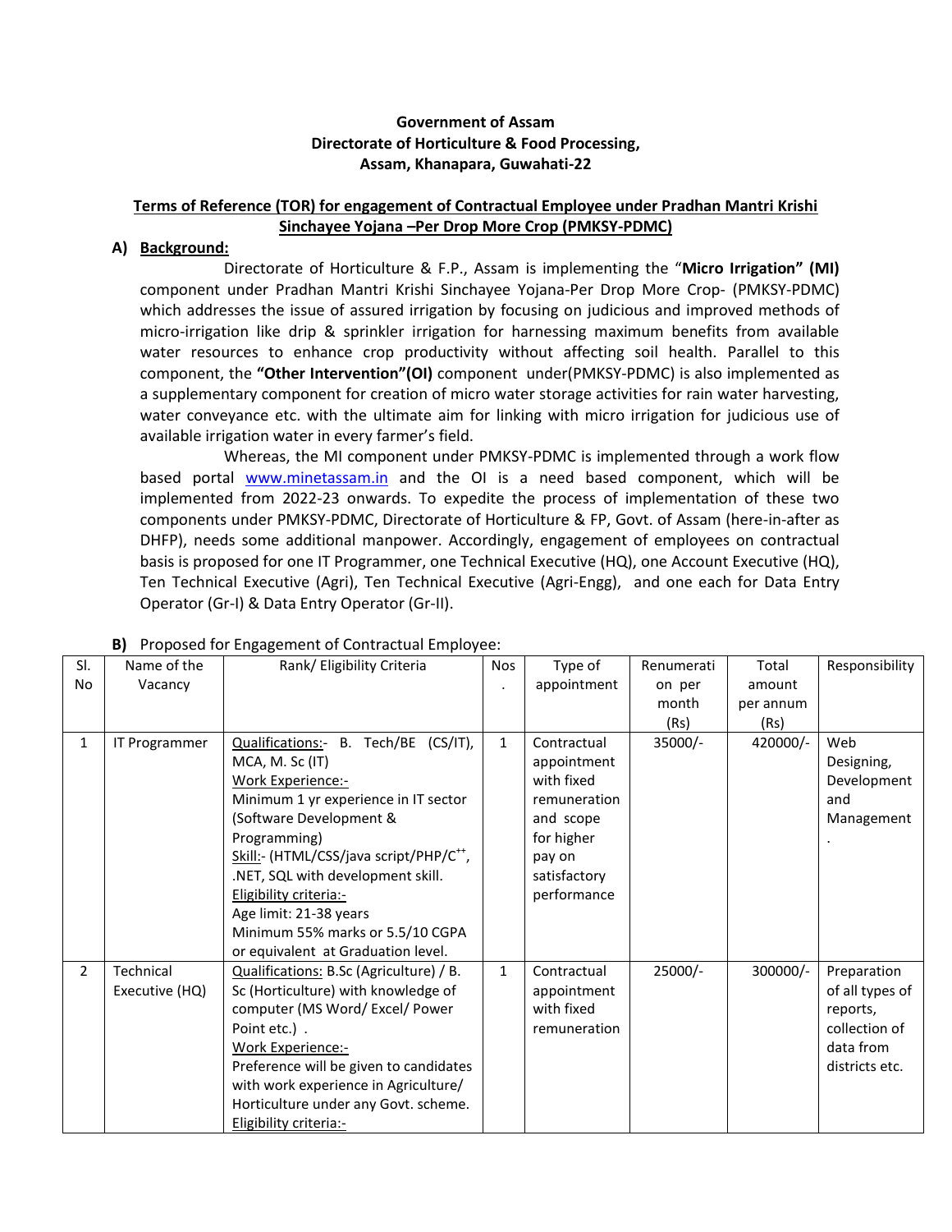**Government of Assam**
**Directorate of Horticulture & Food Processing,**
**Assam, Khanapara, Guwahati-22**

## Terms of Reference (TOR) for engagement of Contractual Employee under Pradhan Mantri Krishi Sinchayee Yojana –Per Drop More Crop (PMKSY-PDMC)

**A) Background:**

Directorate of Horticulture & F.P., Assam is implementing the "**Micro Irrigation" (MI)** component under Pradhan Mantri Krishi Sinchayee Yojana-Per Drop More Crop- (PMKSY-PDMC) which addresses the issue of assured irrigation by focusing on judicious and improved methods of micro-irrigation like drip & sprinkler irrigation for harnessing maximum benefits from available water resources to enhance crop productivity without affecting soil health. Parallel to this component, the **"Other Intervention"(OI)** component under(PMKSY-PDMC) is also implemented as a supplementary component for creation of micro water storage activities for rain water harvesting, water conveyance etc. with the ultimate aim for linking with micro irrigation for judicious use of available irrigation water in every farmer's field.

Whereas, the MI component under PMKSY-PDMC is implemented through a work flow based portal www.minetassam.in and the OI is a need based component, which will be implemented from 2022-23 onwards. To expedite the process of implementation of these two components under PMKSY-PDMC, Directorate of Horticulture & FP, Govt. of Assam (here-in-after as DHFP), needs some additional manpower. Accordingly, engagement of employees on contractual basis is proposed for one IT Programmer, one Technical Executive (HQ), one Account Executive (HQ), Ten Technical Executive (Agri), Ten Technical Executive (Agri-Engg), and one each for Data Entry Operator (Gr-I) & Data Entry Operator (Gr-II).

**B)** Proposed for Engagement of Contractual Employee:

| Sl. No | Name of the Vacancy | Rank/ Eligibility Criteria | Nos. | Type of appointment | Renumeration per month (Rs) | Total amount per annum (Rs) | Responsibility |
|---|---|---|---|---|---|---|---|
| 1 | IT Programmer | Qualifications:- B. Tech/BE (CS/IT), MCA, M. Sc (IT)<br>Work Experience:-<br>Minimum 1 yr experience in IT sector (Software Development & Programming)<br>Skill:- (HTML/CSS/java script/PHP/C++, .NET, SQL with development skill.<br>Eligibility criteria:-<br>Age limit: 21-38 years<br>Minimum 55% marks or 5.5/10 CGPA or equivalent at Graduation level. | 1 | Contractual appointment with fixed remuneration and scope for higher pay on satisfactory performance | 35000/- | 420000/- | Web Designing, Development and Management. |
| 2 | Technical Executive (HQ) | Qualifications: B.Sc (Agriculture) / B. Sc (Horticulture) with knowledge of computer (MS Word/ Excel/ Power Point etc.) .<br>Work Experience:-<br>Preference will be given to candidates with work experience in Agriculture/ Horticulture under any Govt. scheme.<br>Eligibility criteria:- | 1 | Contractual appointment with fixed remuneration | 25000/- | 300000/- | Preparation of all types of reports, collection of data from districts etc. |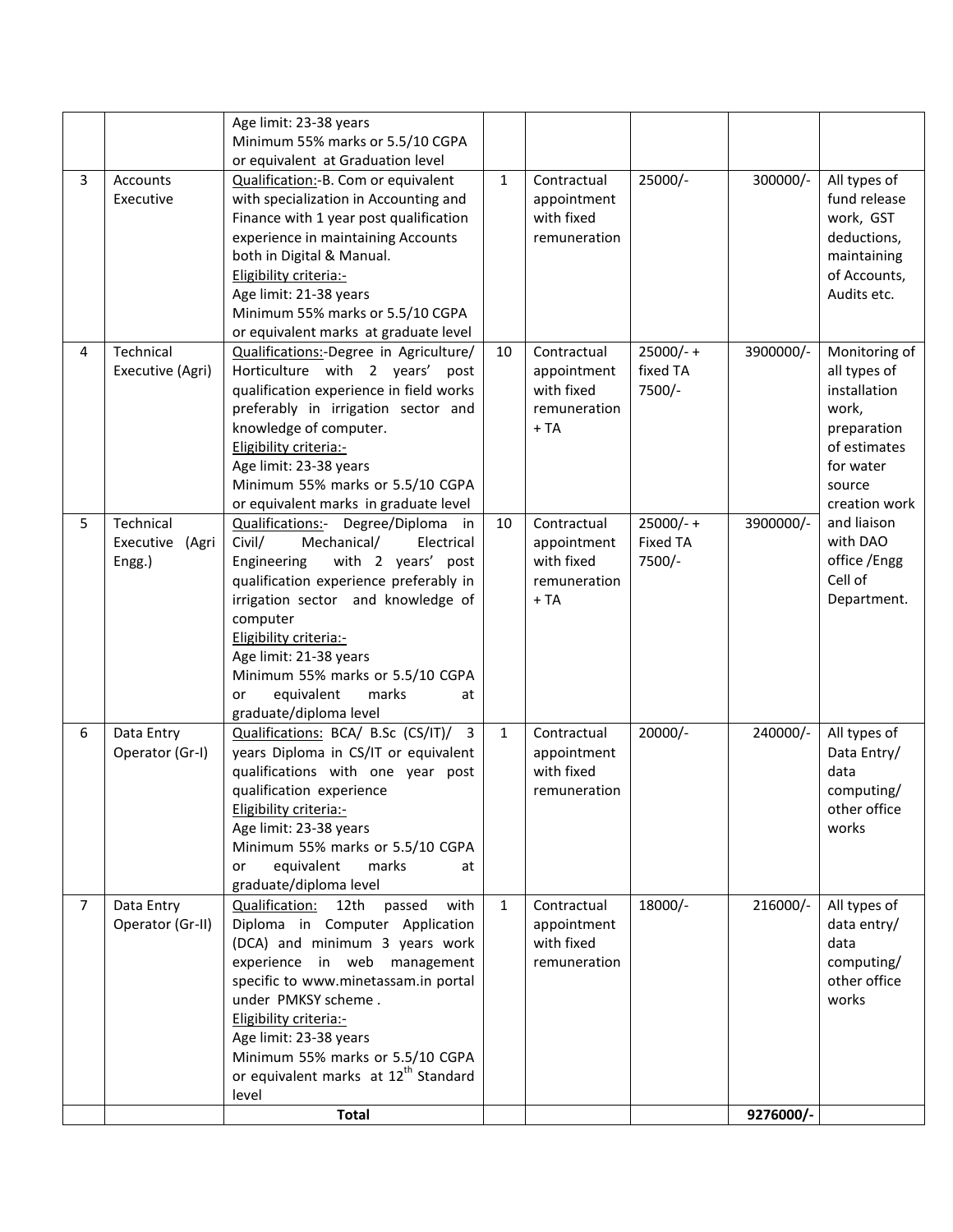| | | | | | | | |
|---|---|---|---|---|---|---|---|
| | | Age limit: 23-38 years<br>Minimum 55% marks or 5.5/10 CGPA or equivalent at Graduation level | | | | | |
| 3 | Accounts Executive | Qualification:-B. Com or equivalent with specialization in Accounting and Finance with 1 year post qualification experience in maintaining Accounts both in Digital & Manual.<br>Eligibility criteria:-<br>Age limit: 21-38 years<br>Minimum 55% marks or 5.5/10 CGPA or equivalent marks at graduate level | 1 | Contractual appointment with fixed remuneration | 25000/- | 300000/- | All types of fund release work, GST deductions, maintaining of Accounts, Audits etc. |
| 4 | Technical Executive (Agri) | Qualifications:-Degree in Agriculture/ Horticulture with 2 years' post qualification experience in field works preferably in irrigation sector and knowledge of computer.<br>Eligibility criteria:-<br>Age limit: 23-38 years<br>Minimum 55% marks or 5.5/10 CGPA or equivalent marks in graduate level | 10 | Contractual appointment with fixed remuneration + TA | 25000/- + fixed TA 7500/- | 3900000/- | Monitoring of all types of installation work, preparation of estimates for water source creation work and liaison with DAO office /Engg Cell of Department. |
| 5 | Technical Executive (Agri Engg.) | Qualifications:- Degree/Diploma in Civil/ Mechanical/ Electrical Engineering with 2 years' post qualification experience preferably in irrigation sector and knowledge of computer<br>Eligibility criteria:-<br>Age limit: 21-38 years<br>Minimum 55% marks or 5.5/10 CGPA or equivalent marks at graduate/diploma level | 10 | Contractual appointment with fixed remuneration + TA | 25000/- + Fixed TA 7500/- | 3900000/- | |
| 6 | Data Entry Operator (Gr-I) | Qualifications: BCA/ B.Sc (CS/IT)/ 3 years Diploma in CS/IT or equivalent qualifications with one year post qualification experience<br>Eligibility criteria:-<br>Age limit: 23-38 years<br>Minimum 55% marks or 5.5/10 CGPA or equivalent marks at graduate/diploma level | 1 | Contractual appointment with fixed remuneration | 20000/- | 240000/- | All types of Data Entry/ data computing/ other office works |
| 7 | Data Entry Operator (Gr-II) | Qualification: 12th passed with Diploma in Computer Application (DCA) and minimum 3 years work experience in web management specific to www.minetassam.in portal under PMKSY scheme .<br>Eligibility criteria:-<br>Age limit: 23-38 years<br>Minimum 55% marks or 5.5/10 CGPA or equivalent marks at 12th Standard level | 1 | Contractual appointment with fixed remuneration | 18000/- | 216000/- | All types of data entry/ data computing/ other office works |
| | | **Total** | | | | **9276000/-** | |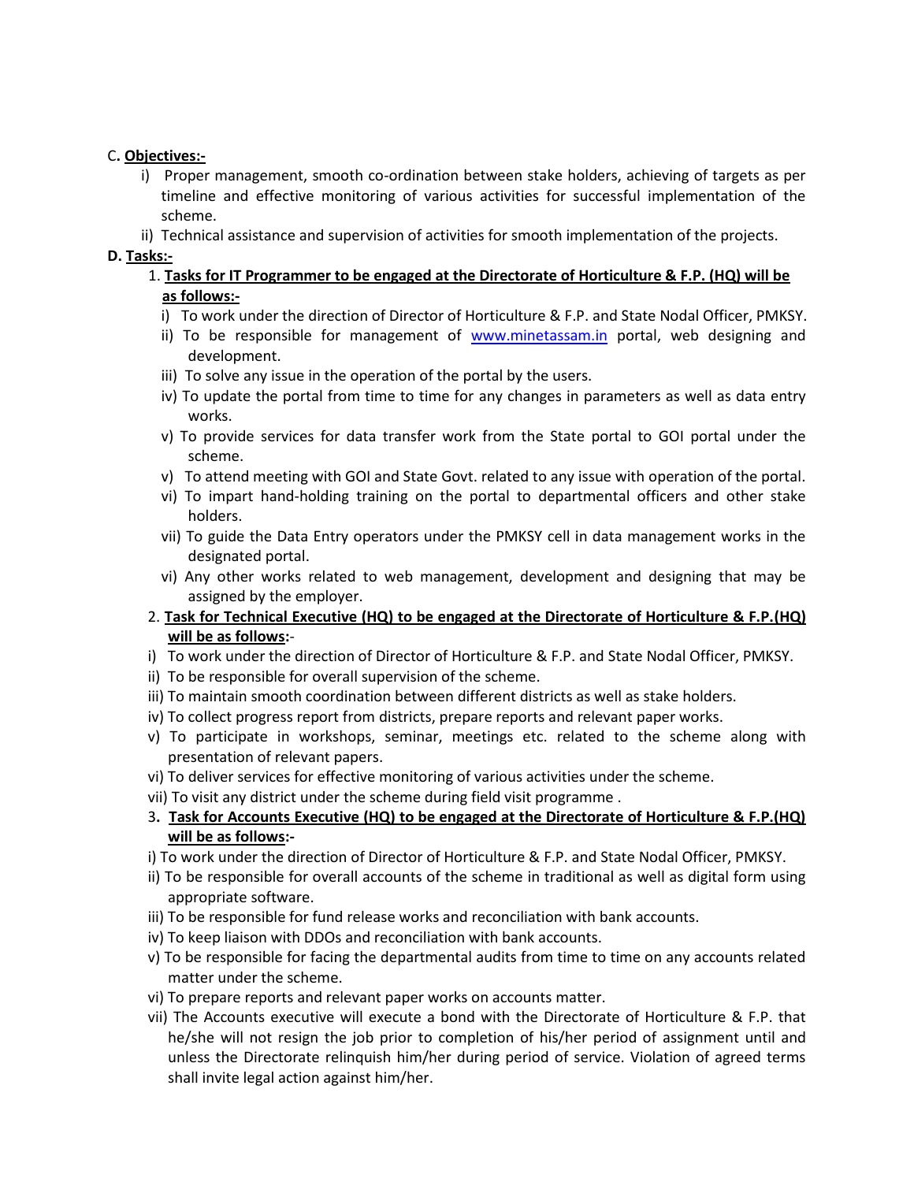C. **Objectives:-**

i) Proper management, smooth co-ordination between stake holders, achieving of targets as per timeline and effective monitoring of various activities for successful implementation of the scheme.

ii) Technical assistance and supervision of activities for smooth implementation of the projects.

**D. Tasks:-**

1. **Tasks for IT Programmer to be engaged at the Directorate of Horticulture & F.P. (HQ) will be as follows:-**

   i) To work under the direction of Director of Horticulture & F.P. and State Nodal Officer, PMKSY.

   ii) To be responsible for management of [www.minetassam.in](www.minetassam.in) portal, web designing and development.

   iii) To solve any issue in the operation of the portal by the users.

   iv) To update the portal from time to time for any changes in parameters as well as data entry works.

   v) To provide services for data transfer work from the State portal to GOI portal under the scheme.

   v) To attend meeting with GOI and State Govt. related to any issue with operation of the portal.

   vi) To impart hand-holding training on the portal to departmental officers and other stake holders.

   vii) To guide the Data Entry operators under the PMKSY cell in data management works in the designated portal.

   vi) Any other works related to web management, development and designing that may be assigned by the employer.

2. **Task for Technical Executive (HQ) to be engaged at the Directorate of Horticulture & F.P.(HQ) will be as follows**:-

   i) To work under the direction of Director of Horticulture & F.P. and State Nodal Officer, PMKSY.

   ii) To be responsible for overall supervision of the scheme.

   iii) To maintain smooth coordination between different districts as well as stake holders.

   iv) To collect progress report from districts, prepare reports and relevant paper works.

   v) To participate in workshops, seminar, meetings etc. related to the scheme along with presentation of relevant papers.

   vi) To deliver services for effective monitoring of various activities under the scheme.

   vii) To visit any district under the scheme during field visit programme .

3. **Task for Accounts Executive (HQ) to be engaged at the Directorate of Horticulture & F.P.(HQ) will be as follows:-**

   i) To work under the direction of Director of Horticulture & F.P. and State Nodal Officer, PMKSY.

   ii) To be responsible for overall accounts of the scheme in traditional as well as digital form using appropriate software.

   iii) To be responsible for fund release works and reconciliation with bank accounts.

   iv) To keep liaison with DDOs and reconciliation with bank accounts.

   v) To be responsible for facing the departmental audits from time to time on any accounts related matter under the scheme.

   vi) To prepare reports and relevant paper works on accounts matter.

   vii) The Accounts executive will execute a bond with the Directorate of Horticulture & F.P. that he/she will not resign the job prior to completion of his/her period of assignment until and unless the Directorate relinquish him/her during period of service. Violation of agreed terms shall invite legal action against him/her.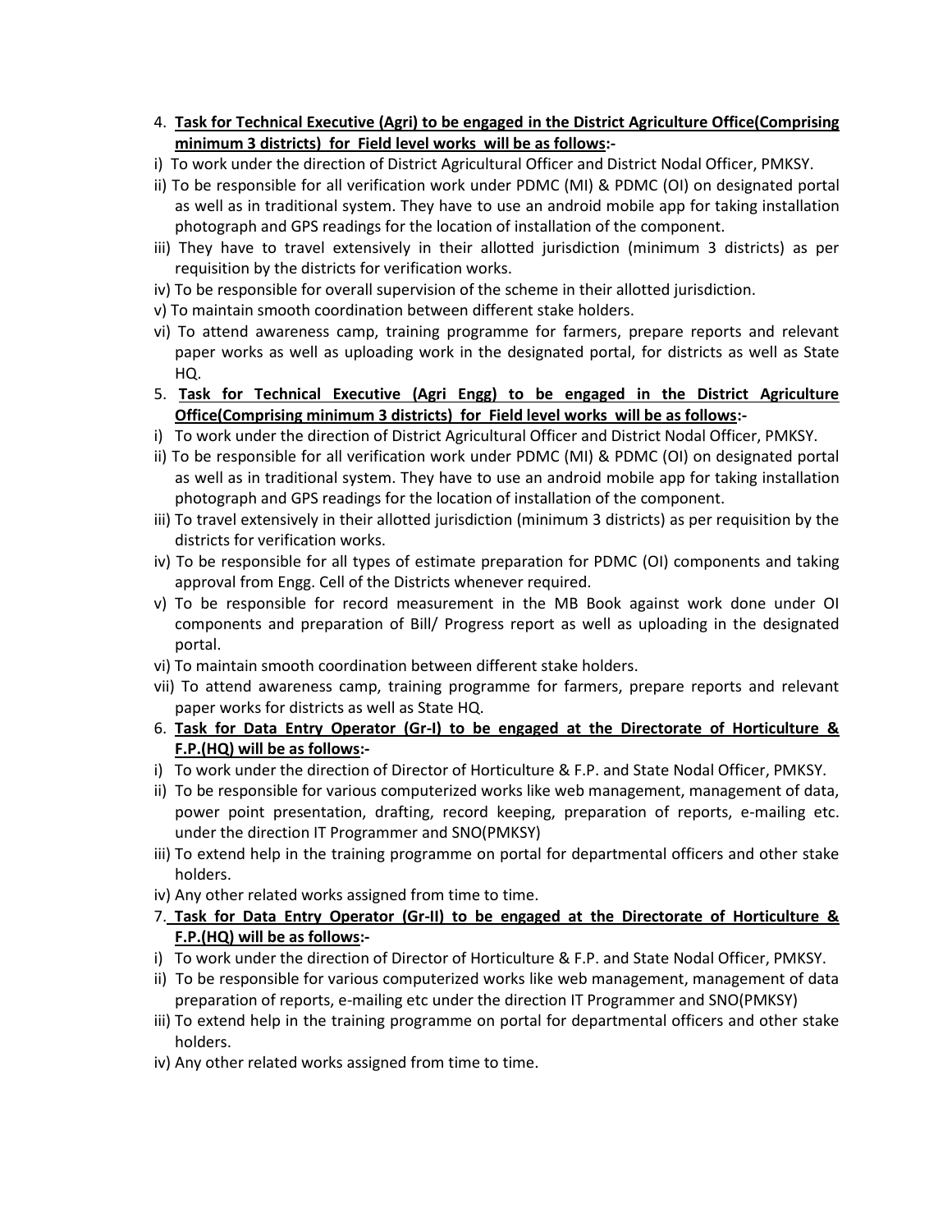4. **Task for Technical Executive (Agri) to be engaged in the District Agriculture Office(Comprising minimum 3 districts) for Field level works will be as follows:-**

i) To work under the direction of District Agricultural Officer and District Nodal Officer, PMKSY.

ii) To be responsible for all verification work under PDMC (MI) & PDMC (OI) on designated portal as well as in traditional system. They have to use an android mobile app for taking installation photograph and GPS readings for the location of installation of the component.

iii) They have to travel extensively in their allotted jurisdiction (minimum 3 districts) as per requisition by the districts for verification works.

iv) To be responsible for overall supervision of the scheme in their allotted jurisdiction.

v) To maintain smooth coordination between different stake holders.

vi) To attend awareness camp, training programme for farmers, prepare reports and relevant paper works as well as uploading work in the designated portal, for districts as well as State HQ.

5. **Task for Technical Executive (Agri Engg) to be engaged in the District Agriculture Office(Comprising minimum 3 districts) for Field level works will be as follows:-**

i) To work under the direction of District Agricultural Officer and District Nodal Officer, PMKSY.

ii) To be responsible for all verification work under PDMC (MI) & PDMC (OI) on designated portal as well as in traditional system. They have to use an android mobile app for taking installation photograph and GPS readings for the location of installation of the component.

iii) To travel extensively in their allotted jurisdiction (minimum 3 districts) as per requisition by the districts for verification works.

iv) To be responsible for all types of estimate preparation for PDMC (OI) components and taking approval from Engg. Cell of the Districts whenever required.

v) To be responsible for record measurement in the MB Book against work done under OI components and preparation of Bill/ Progress report as well as uploading in the designated portal.

vi) To maintain smooth coordination between different stake holders.

vii) To attend awareness camp, training programme for farmers, prepare reports and relevant paper works for districts as well as State HQ.

6. **Task for Data Entry Operator (Gr-I) to be engaged at the Directorate of Horticulture & F.P.(HQ) will be as follows:-**

i) To work under the direction of Director of Horticulture & F.P. and State Nodal Officer, PMKSY.

ii) To be responsible for various computerized works like web management, management of data, power point presentation, drafting, record keeping, preparation of reports, e-mailing etc. under the direction IT Programmer and SNO(PMKSY)

iii) To extend help in the training programme on portal for departmental officers and other stake holders.

iv) Any other related works assigned from time to time.

7. **Task for Data Entry Operator (Gr-II) to be engaged at the Directorate of Horticulture & F.P.(HQ) will be as follows:-**

i) To work under the direction of Director of Horticulture & F.P. and State Nodal Officer, PMKSY.

ii) To be responsible for various computerized works like web management, management of data preparation of reports, e-mailing etc under the direction IT Programmer and SNO(PMKSY)

iii) To extend help in the training programme on portal for departmental officers and other stake holders.

iv) Any other related works assigned from time to time.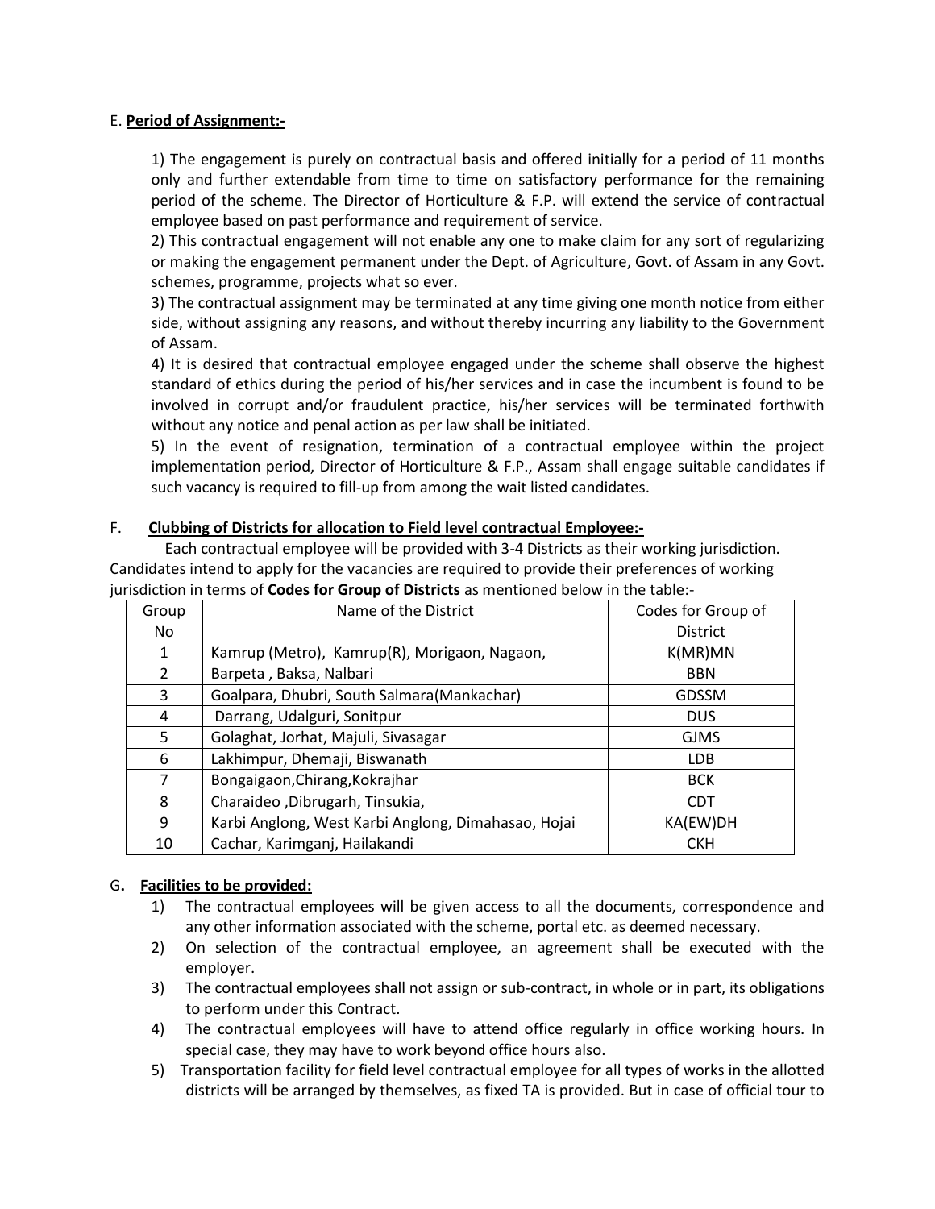E. **Period of Assignment:-**

1) The engagement is purely on contractual basis and offered initially for a period of 11 months only and further extendable from time to time on satisfactory performance for the remaining period of the scheme. The Director of Horticulture & F.P. will extend the service of contractual employee based on past performance and requirement of service.
2) This contractual engagement will not enable any one to make claim for any sort of regularizing or making the engagement permanent under the Dept. of Agriculture, Govt. of Assam in any Govt. schemes, programme, projects what so ever.
3) The contractual assignment may be terminated at any time giving one month notice from either side, without assigning any reasons, and without thereby incurring any liability to the Government of Assam.
4) It is desired that contractual employee engaged under the scheme shall observe the highest standard of ethics during the period of his/her services and in case the incumbent is found to be involved in corrupt and/or fraudulent practice, his/her services will be terminated forthwith without any notice and penal action as per law shall be initiated.
5) In the event of resignation, termination of a contractual employee within the project implementation period, Director of Horticulture & F.P., Assam shall engage suitable candidates if such vacancy is required to fill-up from among the wait listed candidates.

F. **Clubbing of Districts for allocation to Field level contractual Employee:-**

Each contractual employee will be provided with 3-4 Districts as their working jurisdiction. Candidates intend to apply for the vacancies are required to provide their preferences of working jurisdiction in terms of **Codes for Group of Districts** as mentioned below in the table:-

| Group No | Name of the District | Codes for Group of District |
|---|---|---|
| 1 | Kamrup (Metro), Kamrup(R), Morigaon, Nagaon, | K(MR)MN |
| 2 | Barpeta , Baksa, Nalbari | BBN |
| 3 | Goalpara, Dhubri, South Salmara(Mankachar) | GDSSM |
| 4 | Darrang, Udalguri, Sonitpur | DUS |
| 5 | Golaghat, Jorhat, Majuli, Sivasagar | GJMS |
| 6 | Lakhimpur, Dhemaji, Biswanath | LDB |
| 7 | Bongaigaon,Chirang,Kokrajhar | BCK |
| 8 | Charaideo ,Dibrugarh, Tinsukia, | CDT |
| 9 | Karbi Anglong, West Karbi Anglong, Dimahasao, Hojai | KA(EW)DH |
| 10 | Cachar, Karimganj, Hailakandi | CKH |

G. **Facilities to be provided:**

1) The contractual employees will be given access to all the documents, correspondence and any other information associated with the scheme, portal etc. as deemed necessary.
2) On selection of the contractual employee, an agreement shall be executed with the employer.
3) The contractual employees shall not assign or sub-contract, in whole or in part, its obligations to perform under this Contract.
4) The contractual employees will have to attend office regularly in office working hours. In special case, they may have to work beyond office hours also.
5) Transportation facility for field level contractual employee for all types of works in the allotted districts will be arranged by themselves, as fixed TA is provided. But in case of official tour to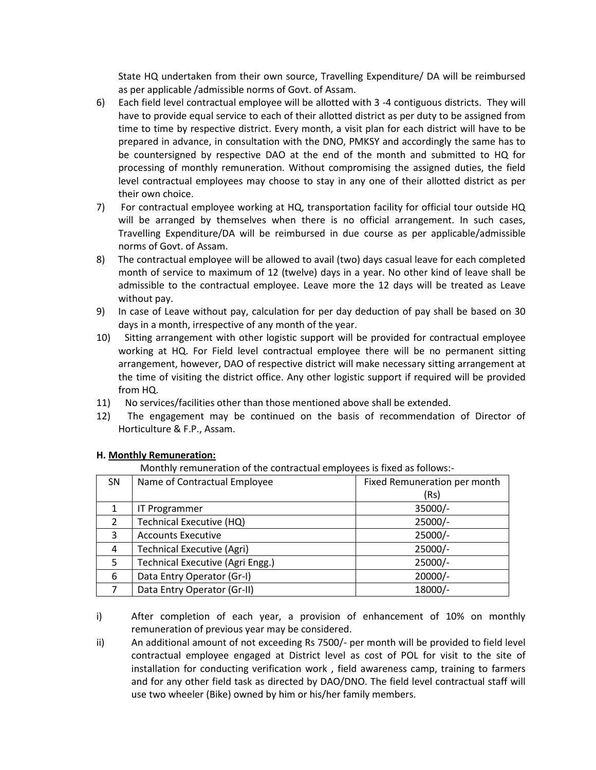State HQ undertaken from their own source, Travelling Expenditure/ DA will be reimbursed as per applicable /admissible norms of Govt. of Assam.

6) Each field level contractual employee will be allotted with 3 -4 contiguous districts. They will have to provide equal service to each of their allotted district as per duty to be assigned from time to time by respective district. Every month, a visit plan for each district will have to be prepared in advance, in consultation with the DNO, PMKSY and accordingly the same has to be countersigned by respective DAO at the end of the month and submitted to HQ for processing of monthly remuneration. Without compromising the assigned duties, the field level contractual employees may choose to stay in any one of their allotted district as per their own choice.
7) For contractual employee working at HQ, transportation facility for official tour outside HQ will be arranged by themselves when there is no official arrangement. In such cases, Travelling Expenditure/DA will be reimbursed in due course as per applicable/admissible norms of Govt. of Assam.
8) The contractual employee will be allowed to avail (two) days casual leave for each completed month of service to maximum of 12 (twelve) days in a year. No other kind of leave shall be admissible to the contractual employee. Leave more the 12 days will be treated as Leave without pay.
9) In case of Leave without pay, calculation for per day deduction of pay shall be based on 30 days in a month, irrespective of any month of the year.
10) Sitting arrangement with other logistic support will be provided for contractual employee working at HQ. For Field level contractual employee there will be no permanent sitting arrangement, however, DAO of respective district will make necessary sitting arrangement at the time of visiting the district office. Any other logistic support if required will be provided from HQ.
11) No services/facilities other than those mentioned above shall be extended.
12) The engagement may be continued on the basis of recommendation of Director of Horticulture & F.P., Assam.

**H. Monthly Remuneration:**

Monthly remuneration of the contractual employees is fixed as follows:-

| SN | Name of Contractual Employee | Fixed Remuneration per month (Rs) |
|---|---|---|
| 1 | IT Programmer | 35000/- |
| 2 | Technical Executive (HQ) | 25000/- |
| 3 | Accounts Executive | 25000/- |
| 4 | Technical Executive (Agri) | 25000/- |
| 5 | Technical Executive (Agri Engg.) | 25000/- |
| 6 | Data Entry Operator (Gr-I) | 20000/- |
| 7 | Data Entry Operator (Gr-II) | 18000/- |

i) After completion of each year, a provision of enhancement of 10% on monthly remuneration of previous year may be considered.

ii) An additional amount of not exceeding Rs 7500/- per month will be provided to field level contractual employee engaged at District level as cost of POL for visit to the site of installation for conducting verification work , field awareness camp, training to farmers and for any other field task as directed by DAO/DNO. The field level contractual staff will use two wheeler (Bike) owned by him or his/her family members.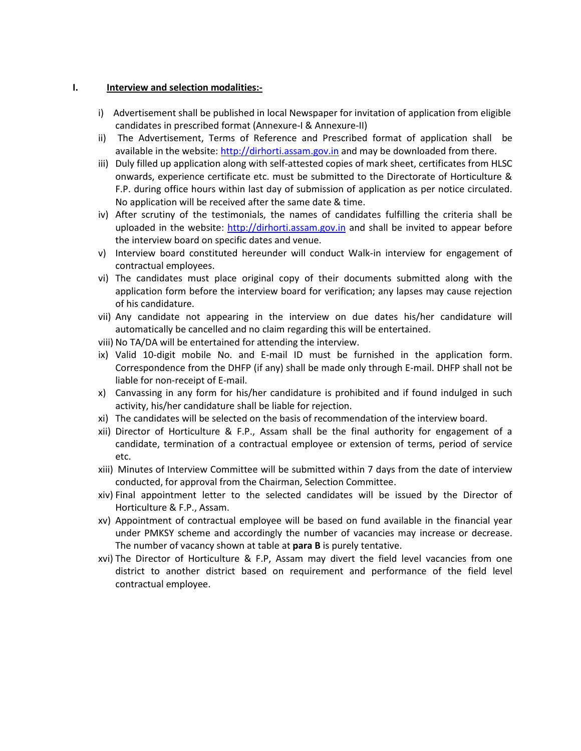## I. Interview and selection modalities:-

i) Advertisement shall be published in local Newspaper for invitation of application from eligible candidates in prescribed format (Annexure-I & Annexure-II)

ii) The Advertisement, Terms of Reference and Prescribed format of application shall be available in the website: http://dirhorti.assam.gov.in and may be downloaded from there.

iii) Duly filled up application along with self-attested copies of mark sheet, certificates from HLSC onwards, experience certificate etc. must be submitted to the Directorate of Horticulture & F.P. during office hours within last day of submission of application as per notice circulated. No application will be received after the same date & time.

iv) After scrutiny of the testimonials, the names of candidates fulfilling the criteria shall be uploaded in the website: http://dirhorti.assam.gov.in and shall be invited to appear before the interview board on specific dates and venue.

v) Interview board constituted hereunder will conduct Walk-in interview for engagement of contractual employees.

vi) The candidates must place original copy of their documents submitted along with the application form before the interview board for verification; any lapses may cause rejection of his candidature.

vii) Any candidate not appearing in the interview on due dates his/her candidature will automatically be cancelled and no claim regarding this will be entertained.

viii) No TA/DA will be entertained for attending the interview.

ix) Valid 10-digit mobile No. and E-mail ID must be furnished in the application form. Correspondence from the DHFP (if any) shall be made only through E-mail. DHFP shall not be liable for non-receipt of E-mail.

x) Canvassing in any form for his/her candidature is prohibited and if found indulged in such activity, his/her candidature shall be liable for rejection.

xi) The candidates will be selected on the basis of recommendation of the interview board.

xii) Director of Horticulture & F.P., Assam shall be the final authority for engagement of a candidate, termination of a contractual employee or extension of terms, period of service etc.

xiii) Minutes of Interview Committee will be submitted within 7 days from the date of interview conducted, for approval from the Chairman, Selection Committee.

xiv) Final appointment letter to the selected candidates will be issued by the Director of Horticulture & F.P., Assam.

xv) Appointment of contractual employee will be based on fund available in the financial year under PMKSY scheme and accordingly the number of vacancies may increase or decrease. The number of vacancy shown at table at **para B** is purely tentative.

xvi) The Director of Horticulture & F.P, Assam may divert the field level vacancies from one district to another district based on requirement and performance of the field level contractual employee.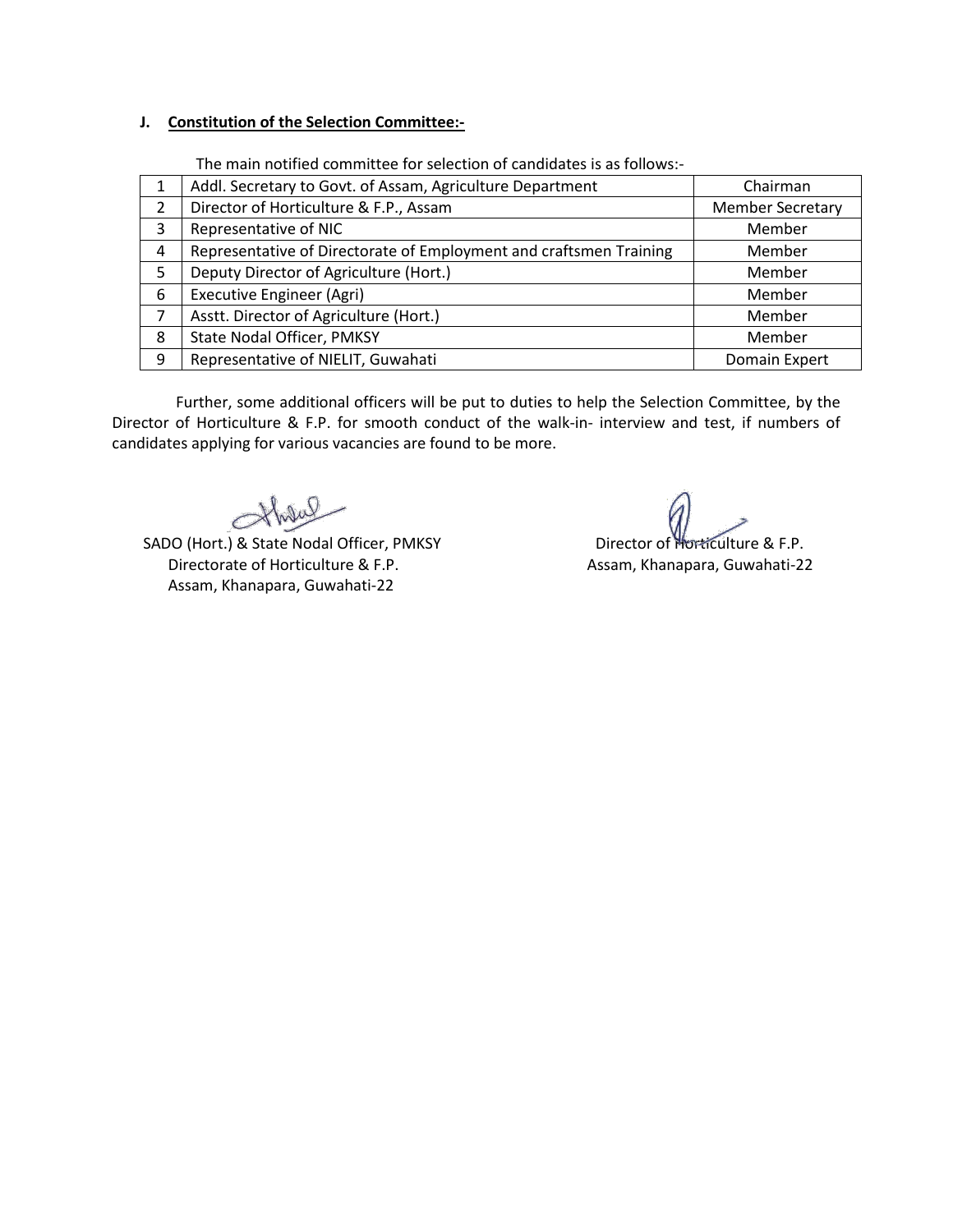**J. <u>Constitution of the Selection Committee:-</u>**

The main notified committee for selection of candidates is as follows:-

| | | |
|---|---|---|
| 1 | Addl. Secretary to Govt. of Assam, Agriculture Department | Chairman |
| 2 | Director of Horticulture & F.P., Assam | Member Secretary |
| 3 | Representative of NIC | Member |
| 4 | Representative of Directorate of Employment and craftsmen Training | Member |
| 5 | Deputy Director of Agriculture (Hort.) | Member |
| 6 | Executive Engineer (Agri) | Member |
| 7 | Asstt. Director of Agriculture (Hort.) | Member |
| 8 | State Nodal Officer, PMKSY | Member |
| 9 | Representative of NIELIT, Guwahati | Domain Expert |

Further, some additional officers will be put to duties to help the Selection Committee, by the Director of Horticulture & F.P. for smooth conduct of the walk-in- interview and test, if numbers of candidates applying for various vacancies are found to be more.

SADO (Hort.) & State Nodal Officer, PMKSY
Directorate of Horticulture & F.P.
Assam, Khanapara, Guwahati-22

Director of Horticulture & F.P.
Assam, Khanapara, Guwahati-22